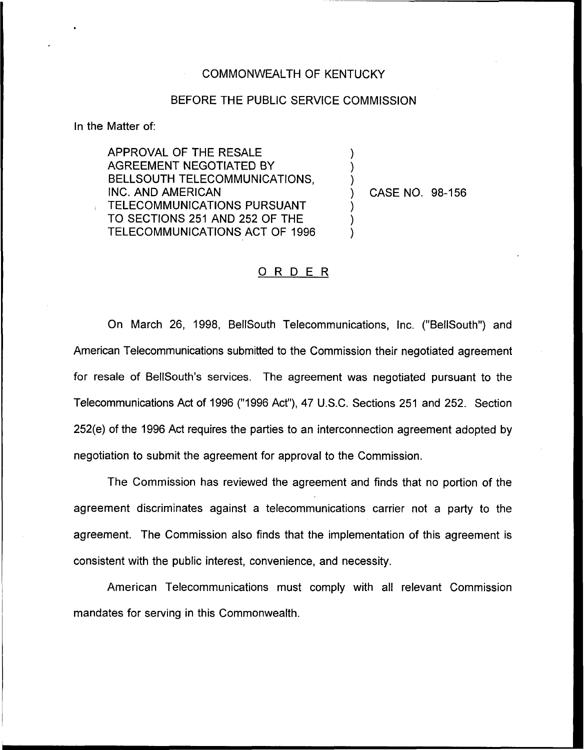COMMONWEALTH OF KENTUCKY

BEFORE THE PUBLIC SERVICE COMMISSION

In the Matter of:

| | | |
|---|---|---|
| APPROVAL OF THE RESALE AGREEMENT NEGOTIATED BY BELLSOUTH TELECOMMUNICATIONS, INC. AND AMERICAN TELECOMMUNICATIONS PURSUANT TO SECTIONS 251 AND 252 OF THE TELECOMMUNICATIONS ACT OF 1996 | ) | CASE NO. 98-156 |

# ORDER

On March 26, 1998, BellSouth Telecommunications, Inc. ("BellSouth") and American Telecommunications submitted to the Commission their negotiated agreement for resale of BellSouth's services. The agreement was negotiated pursuant to the Telecommunications Act of 1996 ("1996 Act"), 47 U.S.C. Sections 251 and 252. Section 252(e) of the 1996 Act requires the parties to an interconnection agreement adopted by negotiation to submit the agreement for approval to the Commission.

The Commission has reviewed the agreement and finds that no portion of the agreement discriminates against a telecommunications carrier not a party to the agreement. The Commission also finds that the implementation of this agreement is consistent with the public interest, convenience, and necessity.

American Telecommunications must comply with all relevant Commission mandates for serving in this Commonwealth.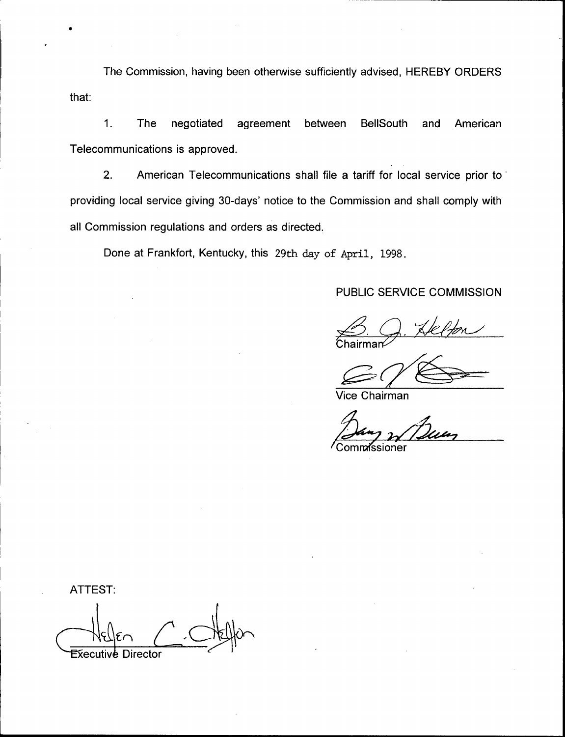The Commission, having been otherwise sufficiently advised, HEREBY ORDERS that:

1. The negotiated agreement between BellSouth and American Telecommunications is approved.

2. American Telecommunications shall file a tariff for local service prior to providing local service giving 30-days' notice to the Commission and shall comply with all Commission regulations and orders as directed.

Done at Frankfort, Kentucky, this 29th day of April, 1998.

PUBLIC SERVICE COMMISSION

Chairman

Vice Chairman

Commissioner

ATTEST:

Executive Director